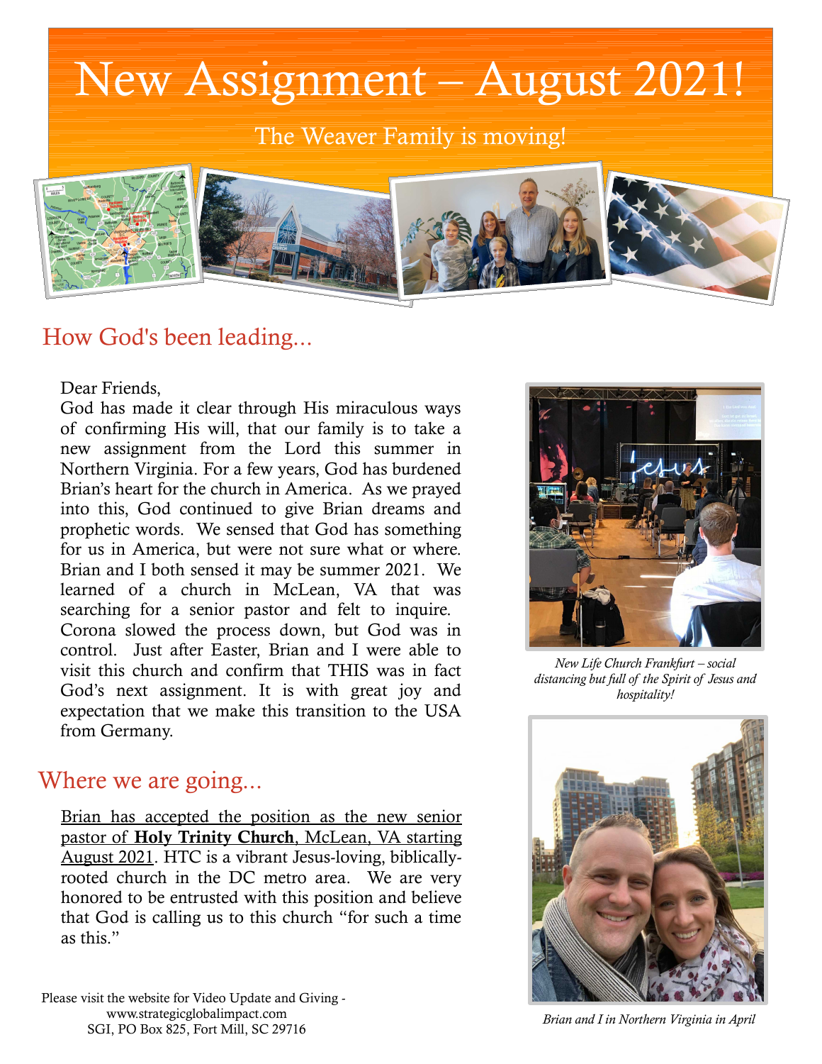# New Assignment – August 2021!

The Weaver Family is moving!

## How God's been leading...

Dear Friends,

God has made it clear through His miraculous ways of confirming His will, that our family is to take a new assignment from the Lord this summer in Northern Virginia. For a few years, God has burdened Brian's heart for the church in America. As we prayed into this, God continued to give Brian dreams and prophetic words. We sensed that God has something for us in America, but were not sure what or where. Brian and I both sensed it may be summer 2021. We learned of a church in McLean, VA that was searching for a senior pastor and felt to inquire. Corona slowed the process down, but God was in control. Just after Easter, Brian and I were able to visit this church and confirm that THIS was in fact God's next assignment. It is with great joy and expectation that we make this transition to the USA from Germany.

*New Life Church Frankfurt – social distancing but full of the Spirit of Jesus and hospitality!*

## Where we are going...

<u>Brian has accepted the position as the new senior pastor of **Holy Trinity Church**, McLean, VA starting August 2021</u>. HTC is a vibrant Jesus-loving, biblically-rooted church in the DC metro area. We are very honored to be entrusted with this position and believe that God is calling us to this church "for such a time as this."

*Brian and I in Northern Virginia in April*

Please visit the website for Video Update and Giving - www.strategicglobalimpact.com
SGI, PO Box 825, Fort Mill, SC 29716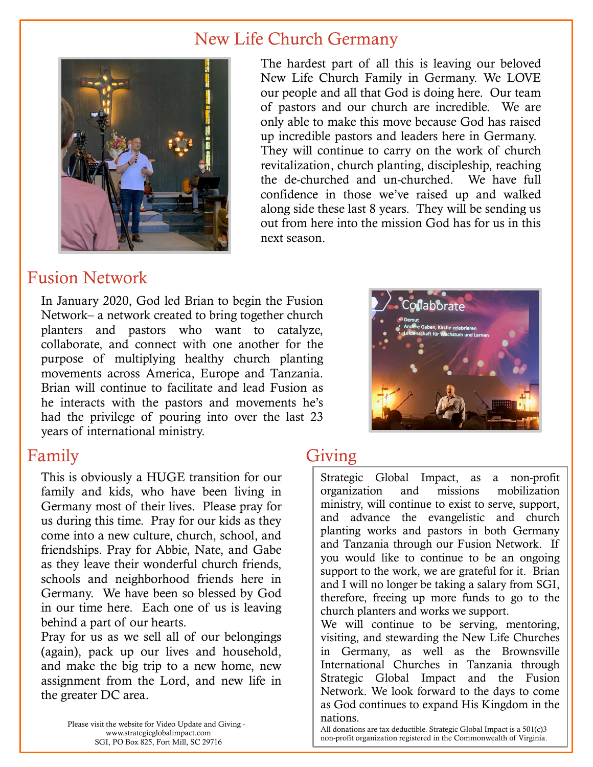# New Life Church Germany

The hardest part of all this is leaving our beloved New Life Church Family in Germany. We LOVE our people and all that God is doing here. Our team of pastors and our church are incredible. We are only able to make this move because God has raised up incredible pastors and leaders here in Germany. They will continue to carry on the work of church revitalization, church planting, discipleship, reaching the de-churched and un-churched. We have full confidence in those we've raised up and walked along side these last 8 years. They will be sending us out from here into the mission God has for us in this next season.

## Fusion Network

In January 2020, God led Brian to begin the Fusion Network– a network created to bring together church planters and pastors who want to catalyze, collaborate, and connect with one another for the purpose of multiplying healthy church planting movements across America, Europe and Tanzania. Brian will continue to facilitate and lead Fusion as he interacts with the pastors and movements he's had the privilege of pouring into over the last 23 years of international ministry.

## Family

This is obviously a HUGE transition for our family and kids, who have been living in Germany most of their lives. Please pray for us during this time. Pray for our kids as they come into a new culture, church, school, and friendships. Pray for Abbie, Nate, and Gabe as they leave their wonderful church friends, schools and neighborhood friends here in Germany. We have been so blessed by God in our time here. Each one of us is leaving behind a part of our hearts.

Pray for us as we sell all of our belongings (again), pack up our lives and household, and make the big trip to a new home, new assignment from the Lord, and new life in the greater DC area.

## Giving

Strategic Global Impact, as a non-profit organization and missions mobilization ministry, will continue to exist to serve, support, and advance the evangelistic and church planting works and pastors in both Germany and Tanzania through our Fusion Network. If you would like to continue to be an ongoing support to the work, we are grateful for it. Brian and I will no longer be taking a salary from SGI, therefore, freeing up more funds to go to the church planters and works we support.

We will continue to be serving, mentoring, visiting, and stewarding the New Life Churches in Germany, as well as the Brownsville International Churches in Tanzania through Strategic Global Impact and the Fusion Network. We look forward to the days to come as God continues to expand His Kingdom in the nations.

All donations are tax deductible. Strategic Global Impact is a 501(c)3 non-profit organization registered in the Commonwealth of Virginia.

Please visit the website for Video Update and Giving - www.strategicglobalimpact.com
SGI, PO Box 825, Fort Mill, SC 29716